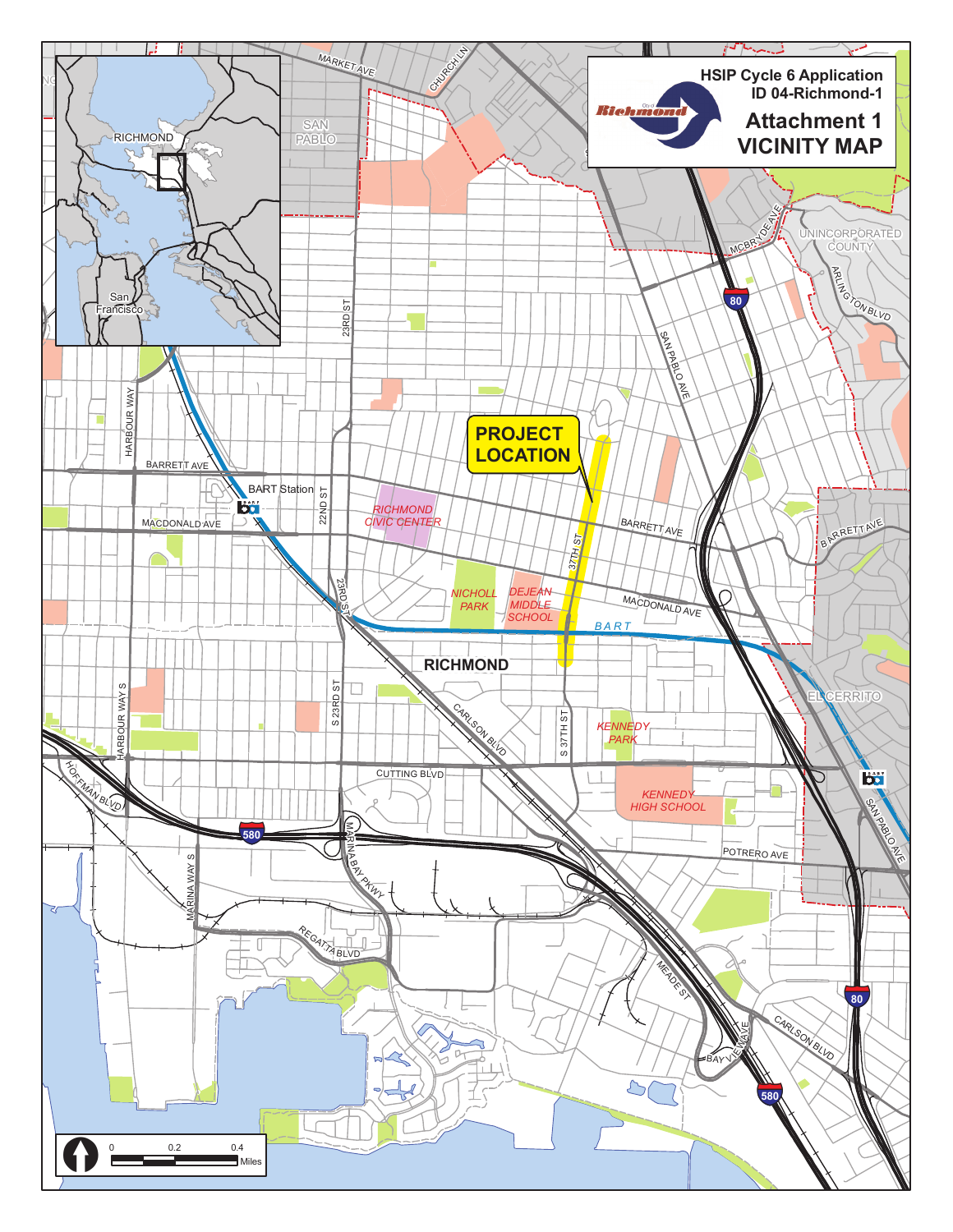# HSIP Cycle 6 Application ID 04-Richmond-1

## Attachment 1 VICINITY MAP

PROJECT LOCATION

RICHMOND

MARKET AVE

CHURCH LN

SAN PABLO

UNINCORPORATED COUNTY

MCBRYDE AVE

ARLINGTON BLVD

23RD ST

SAN PABLO AVE

HARBOUR WAY

BARRETT AVE

BART Station

22ND ST

RICHMOND CIVIC CENTER

MACDONALD AVE

37TH ST

NICHOLL PARK

DEJEAN MIDDLE SCHOOL

BART

S 23RD ST

HARBOUR WAY S

CARLSON BLVD

S 37TH ST

KENNEDY PARK

EL CERRITO

CUTTING BLVD

KENNEDY HIGH SCHOOL

HOFFMAN BLVD

580

MARINA BAY PKWY

MARINA WAY S

POTRERO AVE

REGATTA BLVD

MEADE ST

BAYVIEW AVE

80

San Francisco

0 0.2 0.4 Miles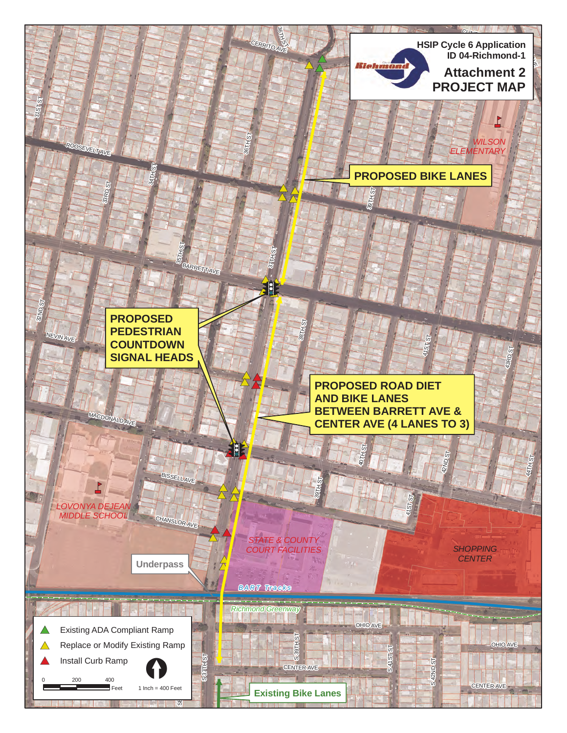**HSIP Cycle 6 Application**
**ID 04-Richmond-1**

# Attachment 2
# PROJECT MAP

PROPOSED BIKE LANES

PROPOSED PEDESTRIAN COUNTDOWN SIGNAL HEADS

PROPOSED ROAD DIET AND BIKE LANES BETWEEN BARRETT AVE & CENTER AVE (4 LANES TO 3)

Underpass

Existing Bike Lanes

WILSON ELEMENTARY

LOVONYA DEJEAN MIDDLE SCHOOL

STATE & COUNTY COURT FACILITIES

SHOPPING CENTER

BART Tracks

Richmond Greenway

CERRITO AVE
ROOSEVELT AVE
BARRETT AVE
NEVIN AVE
MACDONALD AVE
BISSELL AVE
CHANSLOR AVE
OHIO AVE
CENTER AVE

31ST ST
32ND ST
33RD ST
34TH ST
35TH ST
36TH ST
37TH ST
38TH ST
39TH ST
40TH ST
41ST ST
42ND ST
43RD ST
44TH ST
S 37TH ST
S 39TH ST
S 41ST ST
S 42ND ST

- Existing ADA Compliant Ramp
- Replace or Modify Existing Ramp
- Install Curb Ramp

0 200 400 Feet

1 Inch = 400 Feet